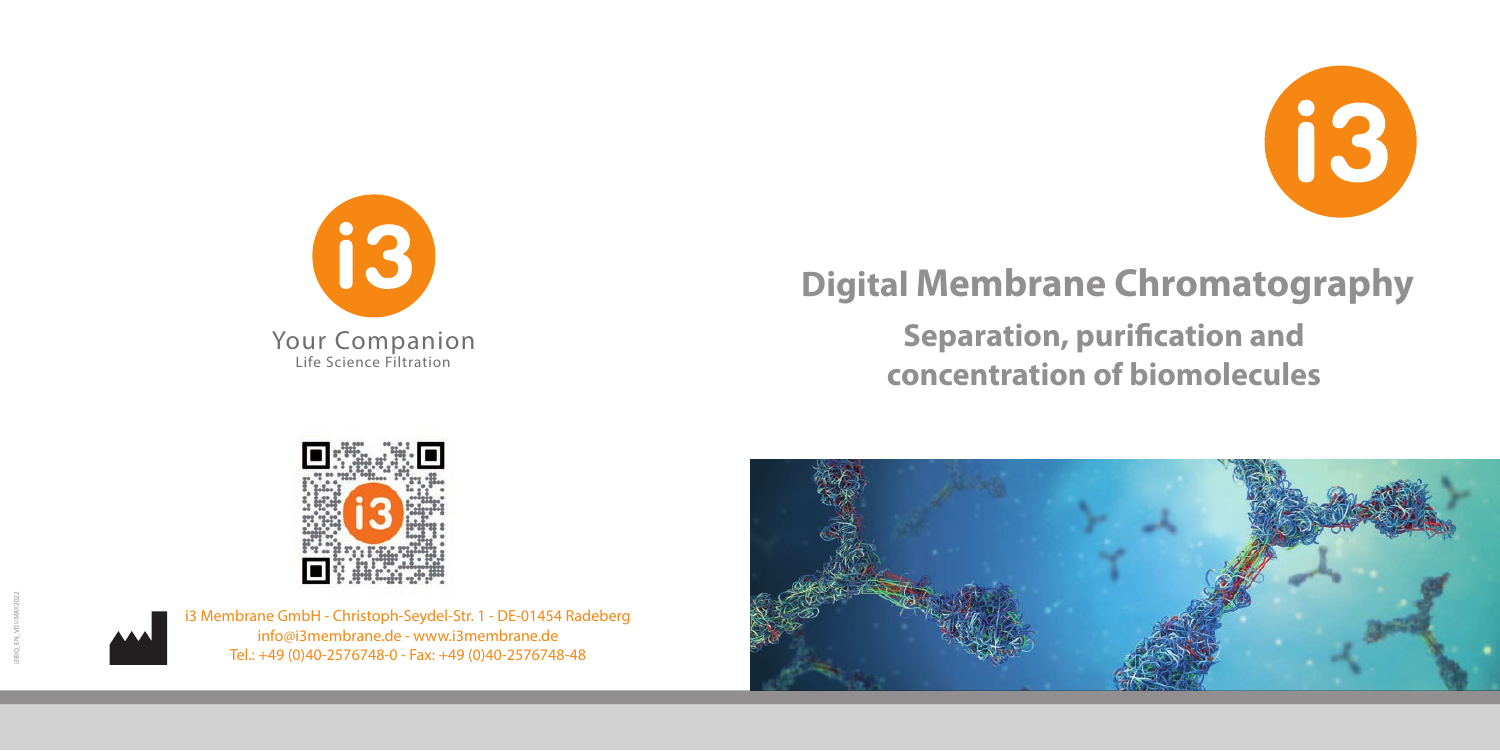# Digital Membrane Chromatography

## Separation, purification and concentration of biomolecules

Your Companion
Life Science Filtration

i3 Membrane GmbH - Christoph-Seydel-Str. 1 - DE-01454 Radeberg
info@i3membrane.de - www.i3membrane.de
Tel.: +49 (0)40-2576748-0 - Fax: +49 (0)40-2576748-48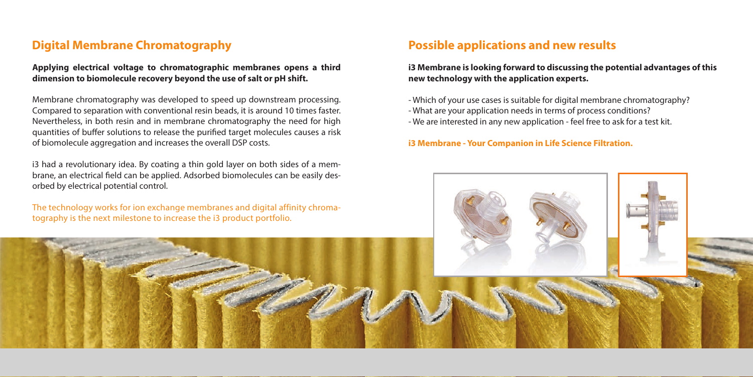## Digital Membrane Chromatography

**Applying electrical voltage to chromatographic membranes opens a third dimension to biomolecule recovery beyond the use of salt or pH shift.**

Membrane chromatography was developed to speed up downstream processing. Compared to separation with conventional resin beads, it is around 10 times faster. Nevertheless, in both resin and in membrane chromatography the need for high quantities of buffer solutions to release the purified target molecules causes a risk of biomolecule aggregation and increases the overall DSP costs.

i3 had a revolutionary idea. By coating a thin gold layer on both sides of a membrane, an electrical field can be applied. Adsorbed biomolecules can be easily desorbed by electrical potential control.

The technology works for ion exchange membranes and digital affinity chromatography is the next milestone to increase the i3 product portfolio.

## Possible applications and new results

**i3 Membrane is looking forward to discussing the potential advantages of this new technology with the application experts.**

- Which of your use cases is suitable for digital membrane chromatography?
- What are your application needs in terms of process conditions?
- We are interested in any new application - feel free to ask for a test kit.

**i3 Membrane - Your Companion in Life Science Filtration.**